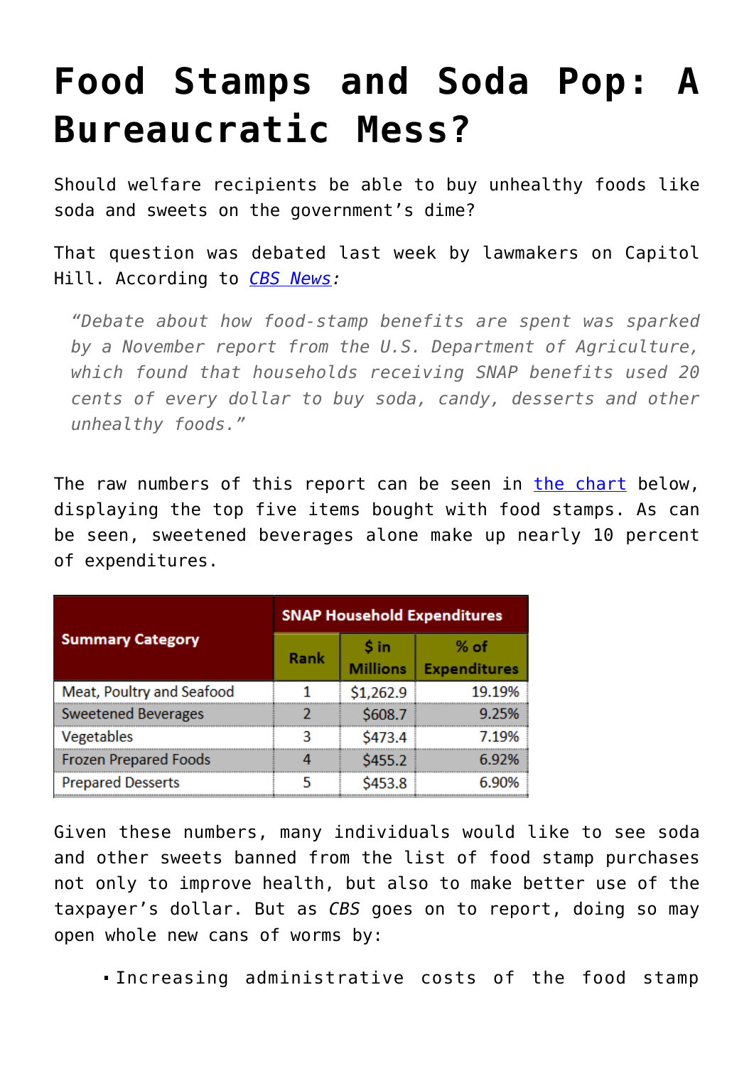# Food Stamps and Soda Pop: A Bureaucratic Mess?

Should welfare recipients be able to buy unhealthy foods like soda and sweets on the government's dime?

That question was debated last week by lawmakers on Capitol Hill. According to *CBS News*:

> *"Debate about how food-stamp benefits are spent was sparked by a November report from the U.S. Department of Agriculture, which found that households receiving SNAP benefits used 20 cents of every dollar to buy soda, candy, desserts and other unhealthy foods."*

The raw numbers of this report can be seen in the chart below, displaying the top five items bought with food stamps. As can be seen, sweetened beverages alone make up nearly 10 percent of expenditures.

| Summary Category | SNAP Household Expenditures | | |
|---|---|---|---|
| | Rank | $ in Millions | % of Expenditures |
| Meat, Poultry and Seafood | 1 | $1,262.9 | 19.19% |
| Sweetened Beverages | 2 | $608.7 | 9.25% |
| Vegetables | 3 | $473.4 | 7.19% |
| Frozen Prepared Foods | 4 | $455.2 | 6.92% |
| Prepared Desserts | 5 | $453.8 | 6.90% |

Given these numbers, many individuals would like to see soda and other sweets banned from the list of food stamp purchases not only to improve health, but also to make better use of the taxpayer's dollar. But as *CBS* goes on to report, doing so may open whole new cans of worms by:

- Increasing administrative costs of the food stamp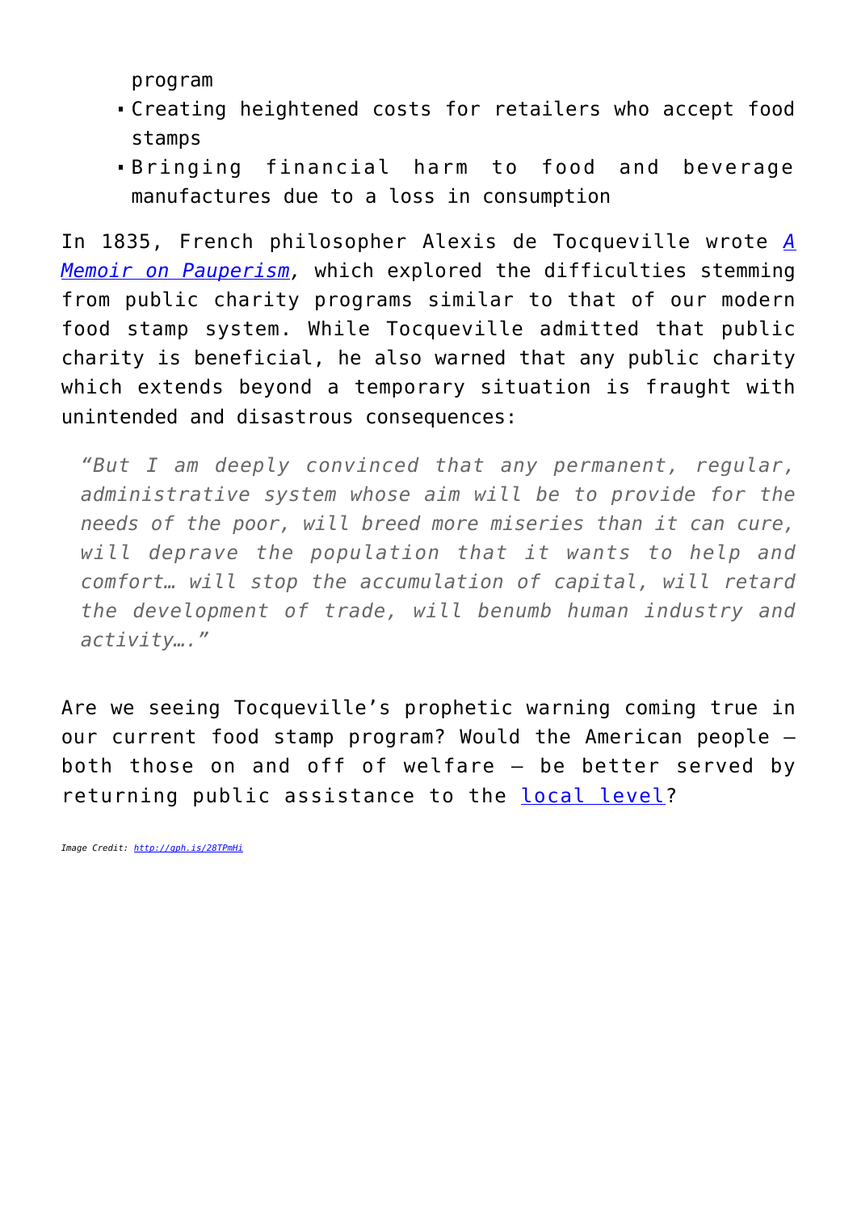program

- Creating heightened costs for retailers who accept food stamps
- Bringing financial harm to food and beverage manufactures due to a loss in consumption

In 1835, French philosopher Alexis de Tocqueville wrote *A Memoir on Pauperism*, which explored the difficulties stemming from public charity programs similar to that of our modern food stamp system. While Tocqueville admitted that public charity is beneficial, he also warned that any public charity which extends beyond a temporary situation is fraught with unintended and disastrous consequences:

> *"But I am deeply convinced that any permanent, regular, administrative system whose aim will be to provide for the needs of the poor, will breed more miseries than it can cure, will deprave the population that it wants to help and comfort… will stop the accumulation of capital, will retard the development of trade, will benumb human industry and activity…."*

Are we seeing Tocqueville's prophetic warning coming true in our current food stamp program? Would the American people – both those on and off of welfare – be better served by returning public assistance to the local level?

*Image Credit: http://gph.is/28TPmHi*